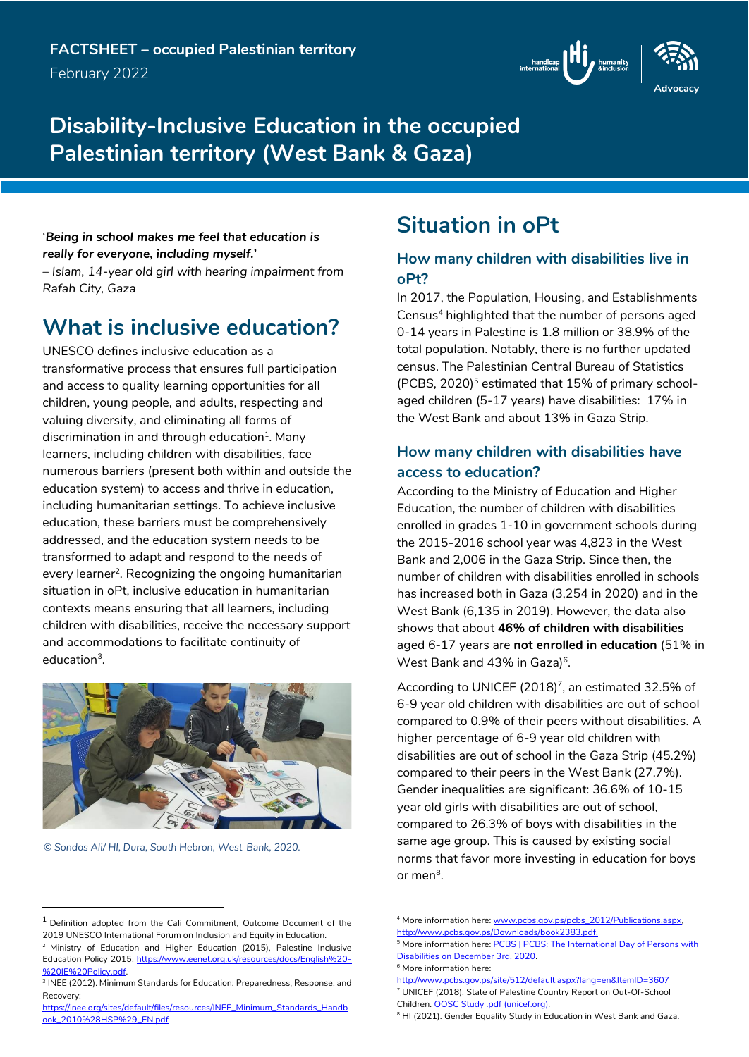FACTSHEET – occupied Palestinian territory

February 2022

# Disability-Inclusive Education in the occupied Palestinian territory (West Bank & Gaza)

'***Being in school makes me feel that education is really for everyone, including myself.***'
*– Islam, 14-year old girl with hearing impairment from Rafah City, Gaza*

## What is inclusive education?

UNESCO defines inclusive education as a transformative process that ensures full participation and access to quality learning opportunities for all children, young people, and adults, respecting and valuing diversity, and eliminating all forms of discrimination in and through education[1]. Many learners, including children with disabilities, face numerous barriers (present both within and outside the education system) to access and thrive in education, including humanitarian settings. To achieve inclusive education, these barriers must be comprehensively addressed, and the education system needs to be transformed to adapt and respond to the needs of every learner[2]. Recognizing the ongoing humanitarian situation in oPt, inclusive education in humanitarian contexts means ensuring that all learners, including children with disabilities, receive the necessary support and accommodations to facilitate continuity of education[3].

© Sondos Ali/ HI, Dura, South Hebron, West Bank, 2020.

## Situation in oPt

### How many children with disabilities live in oPt?

In 2017, the Population, Housing, and Establishments Census[4] highlighted that the number of persons aged 0-14 years in Palestine is 1.8 million or 38.9% of the total population. Notably, there is no further updated census. The Palestinian Central Bureau of Statistics (PCBS, 2020)[5] estimated that 15% of primary school-aged children (5-17 years) have disabilities: 17% in the West Bank and about 13% in Gaza Strip.

### How many children with disabilities have access to education?

According to the Ministry of Education and Higher Education, the number of children with disabilities enrolled in grades 1-10 in government schools during the 2015-2016 school year was 4,823 in the West Bank and 2,006 in the Gaza Strip. Since then, the number of children with disabilities enrolled in schools has increased both in Gaza (3,254 in 2020) and in the West Bank (6,135 in 2019). However, the data also shows that about **46% of children with disabilities** aged 6-17 years are **not enrolled in education** (51% in West Bank and 43% in Gaza)[6].

According to UNICEF (2018)[7], an estimated 32.5% of 6-9 year old children with disabilities are out of school compared to 0.9% of their peers without disabilities. A higher percentage of 6-9 year old children with disabilities are out of school in the Gaza Strip (45.2%) compared to their peers in the West Bank (27.7%). Gender inequalities are significant: 36.6% of 10-15 year old girls with disabilities are out of school, compared to 26.3% of boys with disabilities in the same age group. This is caused by existing social norms that favor more investing in education for boys or men[8].

---

[1] Definition adopted from the Cali Commitment, Outcome Document of the 2019 UNESCO International Forum on Inclusion and Equity in Education.

[2] Ministry of Education and Higher Education (2015), Palestine Inclusive Education Policy 2015: https://www.eenet.org.uk/resources/docs/English%20-%20IE%20Policy.pdf.

[3] INEE (2012). Minimum Standards for Education: Preparedness, Response, and Recovery: https://inee.org/sites/default/files/resources/INEE_Minimum_Standards_Handbook_2010%28HSP%29_EN.pdf

[4] More information here: www.pcbs.gov.ps/pcbs_2012/Publications.aspx, http://www.pcbs.gov.ps/Downloads/book2383.pdf.

[5] More information here: PCBS | PCBS: The International Day of Persons with Disabilities on December 3rd, 2020.

[6] More information here: http://www.pcbs.gov.ps/site/512/default.aspx?lang=en&ItemID=3607

[7] UNICEF (2018). State of Palestine Country Report on Out-Of-School Children. OOSC Study .pdf (unicef.org).

[8] HI (2021). Gender Equality Study in Education in West Bank and Gaza.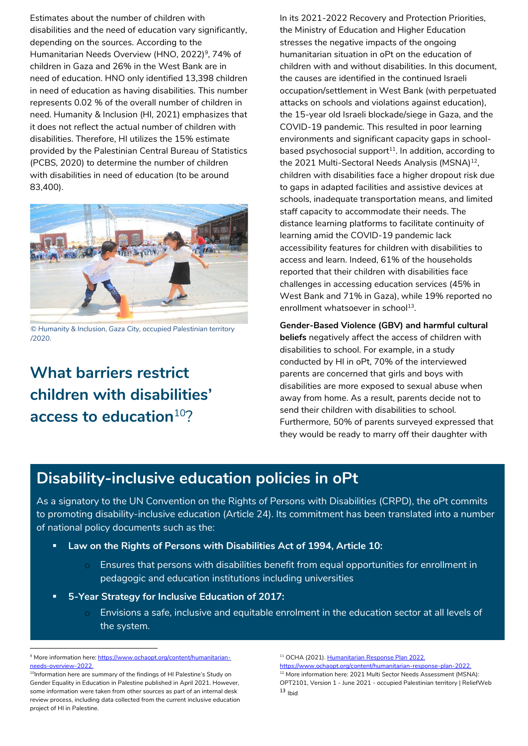Estimates about the number of children with disabilities and the need of education vary significantly, depending on the sources. According to the Humanitarian Needs Overview (HNO, 2022)[9], 74% of children in Gaza and 26% in the West Bank are in need of education. HNO only identified 13,398 children in need of education as having disabilities. This number represents 0.02 % of the overall number of children in need. Humanity & Inclusion (HI, 2021) emphasizes that it does not reflect the actual number of children with disabilities. Therefore, HI utilizes the 15% estimate provided by the Palestinian Central Bureau of Statistics (PCBS, 2020) to determine the number of children with disabilities in need of education (to be around 83,400).

*© Humanity & Inclusion, Gaza City, occupied Palestinian territory /2020.*

## What barriers restrict children with disabilities' access to education[10]?

In its 2021-2022 Recovery and Protection Priorities, the Ministry of Education and Higher Education stresses the negative impacts of the ongoing humanitarian situation in oPt on the education of children with and without disabilities. In this document, the causes are identified in the continued Israeli occupation/settlement in West Bank (with perpetuated attacks on schools and violations against education), the 15-year old Israeli blockade/siege in Gaza, and the COVID-19 pandemic. This resulted in poor learning environments and significant capacity gaps in school-based psychosocial support[11]. In addition, according to the 2021 Multi-Sectoral Needs Analysis (MSNA)[12], children with disabilities face a higher dropout risk due to gaps in adapted facilities and assistive devices at schools, inadequate transportation means, and limited staff capacity to accommodate their needs. The distance learning platforms to facilitate continuity of learning amid the COVID-19 pandemic lack accessibility features for children with disabilities to access and learn. Indeed, 61% of the households reported that their children with disabilities face challenges in accessing education services (45% in West Bank and 71% in Gaza), while 19% reported no enrollment whatsoever in school[13].

**Gender-Based Violence (GBV) and harmful cultural beliefs** negatively affect the access of children with disabilities to school. For example, in a study conducted by HI in oPt, 70% of the interviewed parents are concerned that girls and boys with disabilities are more exposed to sexual abuse when away from home. As a result, parents decide not to send their children with disabilities to school. Furthermore, 50% of parents surveyed expressed that they would be ready to marry off their daughter with

## Disability-inclusive education policies in oPt

As a signatory to the UN Convention on the Rights of Persons with Disabilities (CRPD), the oPt commits to promoting disability-inclusive education (Article 24). Its commitment has been translated into a number of national policy documents such as the:

- **Law on the Rights of Persons with Disabilities Act of 1994, Article 10:**
  - Ensures that persons with disabilities benefit from equal opportunities for enrollment in pedagogic and education institutions including universities
- **5-Year Strategy for Inclusive Education of 2017:**
  - Envisions a safe, inclusive and equitable enrolment in the education sector at all levels of the system.

---

[9] More information here: https://www.ochaopt.org/content/humanitarian-needs-overview-2022.

[10] Information here are summary of the findings of HI Palestine's Study on Gender Equality in Education in Palestine published in April 2021. However, some information were taken from other sources as part of an internal desk review process, including data collected from the current inclusive education project of HI in Palestine.

[11] OCHA (2021). Humanitarian Response Plan 2022. https://www.ochaopt.org/content/humanitarian-response-plan-2022.

[12] More information here: 2021 Multi Sector Needs Assessment (MSNA): OPT2101, Version 1 - June 2021 - occupied Palestinian territory | ReliefWeb

[13] Ibid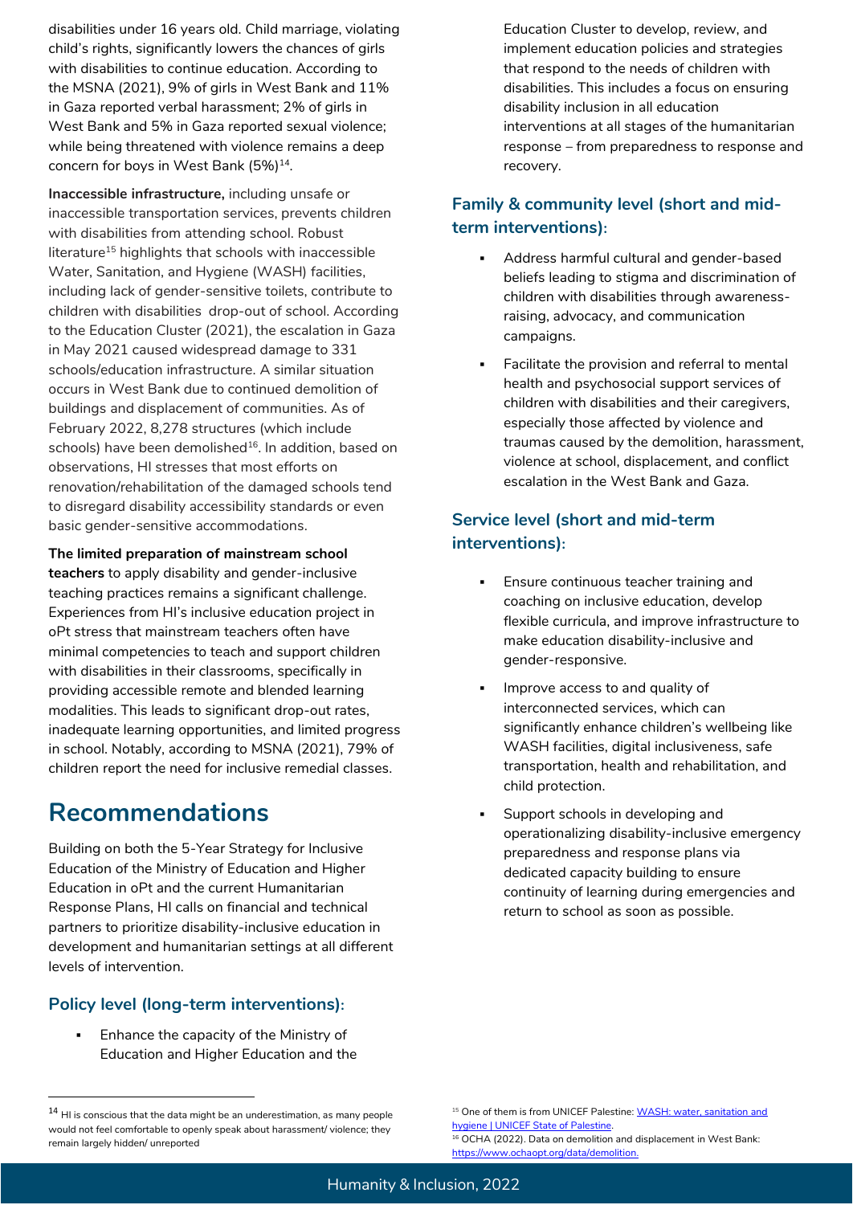disabilities under 16 years old. Child marriage, violating child's rights, significantly lowers the chances of girls with disabilities to continue education. According to the MSNA (2021), 9% of girls in West Bank and 11% in Gaza reported verbal harassment; 2% of girls in West Bank and 5% in Gaza reported sexual violence; while being threatened with violence remains a deep concern for boys in West Bank (5%)[14].

**Inaccessible infrastructure,** including unsafe or inaccessible transportation services, prevents children with disabilities from attending school. Robust literature[15] highlights that schools with inaccessible Water, Sanitation, and Hygiene (WASH) facilities, including lack of gender-sensitive toilets, contribute to children with disabilities drop-out of school. According to the Education Cluster (2021), the escalation in Gaza in May 2021 caused widespread damage to 331 schools/education infrastructure. A similar situation occurs in West Bank due to continued demolition of buildings and displacement of communities. As of February 2022, 8,278 structures (which include schools) have been demolished[16]. In addition, based on observations, HI stresses that most efforts on renovation/rehabilitation of the damaged schools tend to disregard disability accessibility standards or even basic gender-sensitive accommodations.

**The limited preparation of mainstream school teachers** to apply disability and gender-inclusive teaching practices remains a significant challenge. Experiences from HI's inclusive education project in oPt stress that mainstream teachers often have minimal competencies to teach and support children with disabilities in their classrooms, specifically in providing accessible remote and blended learning modalities. This leads to significant drop-out rates, inadequate learning opportunities, and limited progress in school. Notably, according to MSNA (2021), 79% of children report the need for inclusive remedial classes.

# Recommendations

Building on both the 5-Year Strategy for Inclusive Education of the Ministry of Education and Higher Education in oPt and the current Humanitarian Response Plans, HI calls on financial and technical partners to prioritize disability-inclusive education in development and humanitarian settings at all different levels of intervention.

### Policy level (long-term interventions):

- Enhance the capacity of the Ministry of Education and Higher Education and the Education Cluster to develop, review, and implement education policies and strategies that respond to the needs of children with disabilities. This includes a focus on ensuring disability inclusion in all education interventions at all stages of the humanitarian response – from preparedness to response and recovery.

### Family & community level (short and mid-term interventions):

- Address harmful cultural and gender-based beliefs leading to stigma and discrimination of children with disabilities through awareness-raising, advocacy, and communication campaigns.
- Facilitate the provision and referral to mental health and psychosocial support services of children with disabilities and their caregivers, especially those affected by violence and traumas caused by the demolition, harassment, violence at school, displacement, and conflict escalation in the West Bank and Gaza.

### Service level (short and mid-term interventions):

- Ensure continuous teacher training and coaching on inclusive education, develop flexible curricula, and improve infrastructure to make education disability-inclusive and gender-responsive.
- Improve access to and quality of interconnected services, which can significantly enhance children's wellbeing like WASH facilities, digital inclusiveness, safe transportation, health and rehabilitation, and child protection.
- Support schools in developing and operationalizing disability-inclusive emergency preparedness and response plans via dedicated capacity building to ensure continuity of learning during emergencies and return to school as soon as possible.

---

[14] HI is conscious that the data might be an underestimation, as many people would not feel comfortable to openly speak about harassment/ violence; they remain largely hidden/ unreported

[15] One of them is from UNICEF Palestine: [WASH: water, sanitation and hygiene | UNICEF State of Palestine](WASH: water, sanitation and hygiene | UNICEF State of Palestine).

[16] OCHA (2022). Data on demolition and displacement in West Bank: https://www.ochaopt.org/data/demolition.